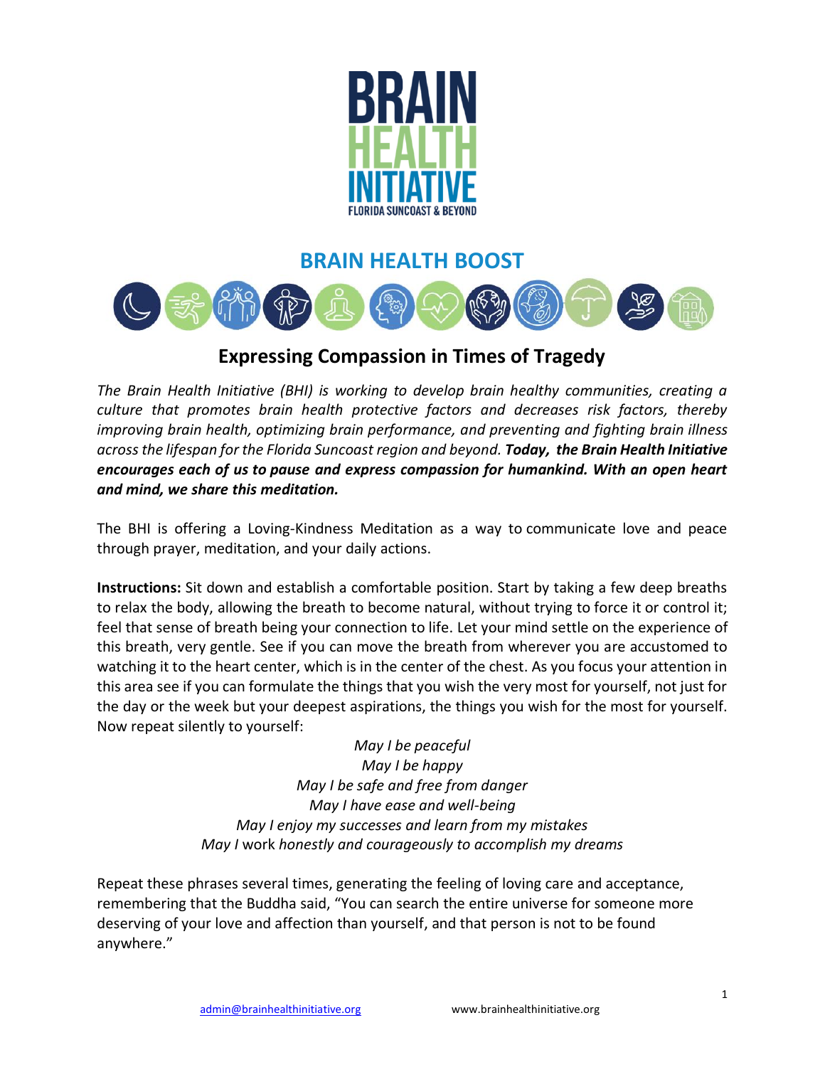# BRAIN HEALTH INITIATIVE

FLORIDA SUNCOAST & BEYOND

## BRAIN HEALTH BOOST

## Expressing Compassion in Times of Tragedy

*The Brain Health Initiative (BHI) is working to develop brain healthy communities, creating a culture that promotes brain health protective factors and decreases risk factors, thereby improving brain health, optimizing brain performance, and preventing and fighting brain illness across the lifespan for the Florida Suncoast region and beyond.* ***Today, the Brain Health Initiative encourages each of us to pause and express compassion for humankind. With an open heart and mind, we share this meditation.***

The BHI is offering a Loving-Kindness Meditation as a way to communicate love and peace through prayer, meditation, and your daily actions.

**Instructions:** Sit down and establish a comfortable position. Start by taking a few deep breaths to relax the body, allowing the breath to become natural, without trying to force it or control it; feel that sense of breath being your connection to life. Let your mind settle on the experience of this breath, very gentle. See if you can move the breath from wherever you are accustomed to watching it to the heart center, which is in the center of the chest. As you focus your attention in this area see if you can formulate the things that you wish the very most for yourself, not just for the day or the week but your deepest aspirations, the things you wish for the most for yourself. Now repeat silently to yourself:

*May I be peaceful*
*May I be happy*
*May I be safe and free from danger*
*May I have ease and well-being*
*May I enjoy my successes and learn from my mistakes*
*May I* work *honestly and courageously to accomplish my dreams*

Repeat these phrases several times, generating the feeling of loving care and acceptance, remembering that the Buddha said, "You can search the entire universe for someone more deserving of your love and affection than yourself, and that person is not to be found anywhere."

admin@brainhealthinitiative.org www.brainhealthinitiative.org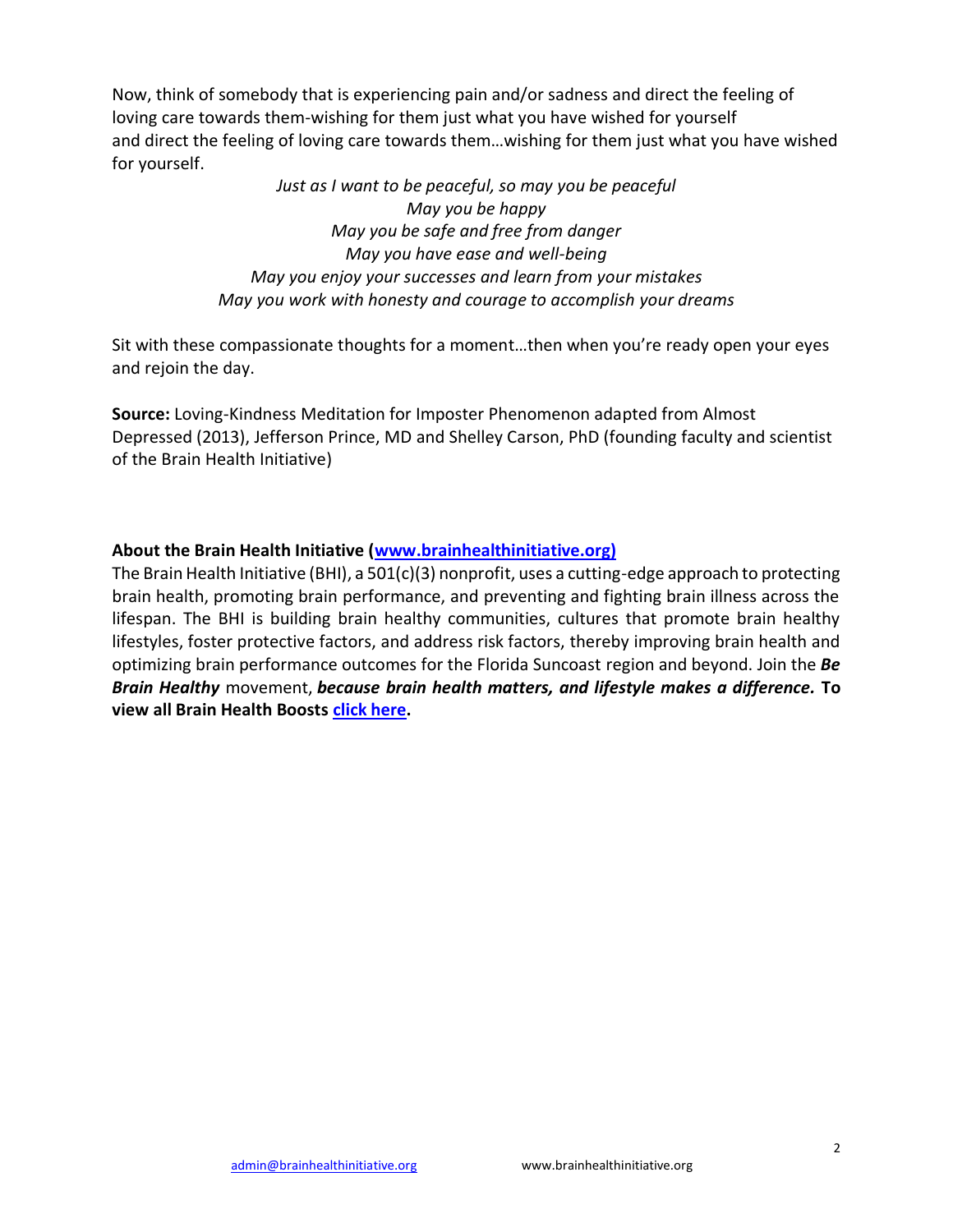Now, think of somebody that is experiencing pain and/or sadness and direct the feeling of loving care towards them-wishing for them just what you have wished for yourself and direct the feeling of loving care towards them…wishing for them just what you have wished for yourself.

*Just as I want to be peaceful, so may you be peaceful*
*May you be happy*
*May you be safe and free from danger*
*May you have ease and well-being*
*May you enjoy your successes and learn from your mistakes*
*May you work with honesty and courage to accomplish your dreams*

Sit with these compassionate thoughts for a moment…then when you're ready open your eyes and rejoin the day.

**Source:** Loving-Kindness Meditation for Imposter Phenomenon adapted from Almost Depressed (2013), Jefferson Prince, MD and Shelley Carson, PhD (founding faculty and scientist of the Brain Health Initiative)

**About the Brain Health Initiative ([www.brainhealthinitiative.org)](www.brainhealthinitiative.org)**

The Brain Health Initiative (BHI), a 501(c)(3) nonprofit, uses a cutting-edge approach to protecting brain health, promoting brain performance, and preventing and fighting brain illness across the lifespan. The BHI is building brain healthy communities, cultures that promote brain healthy lifestyles, foster protective factors, and address risk factors, thereby improving brain health and optimizing brain performance outcomes for the Florida Suncoast region and beyond. Join the ***Be Brain Healthy*** movement, ***because brain health matters, and lifestyle makes a difference.*** **To view all Brain Health Boosts click here.**